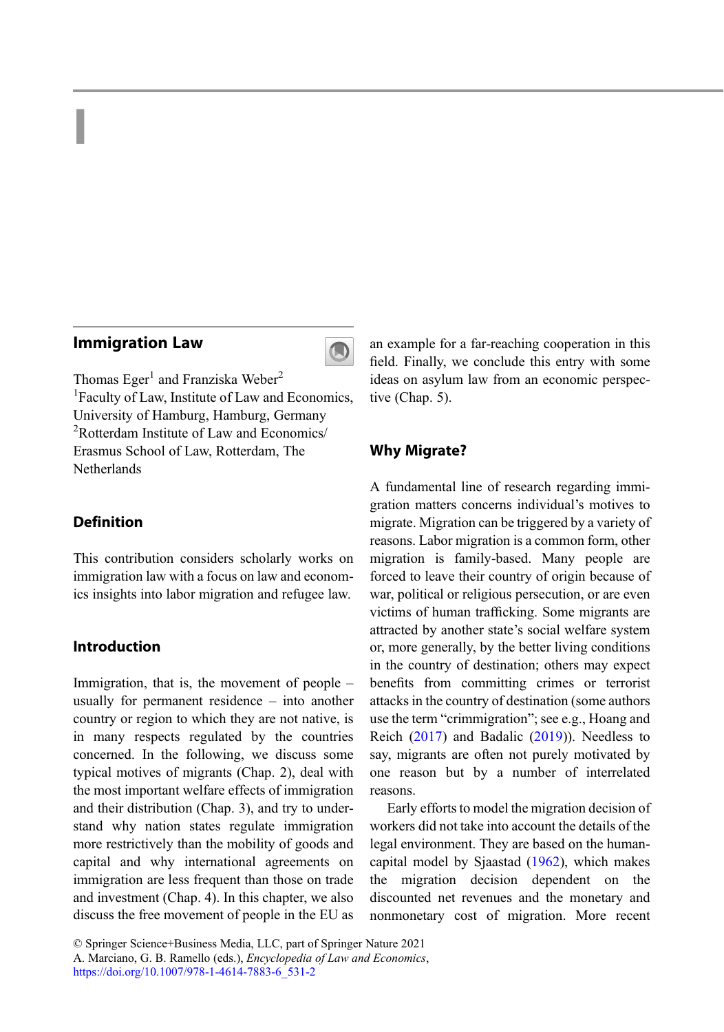# Immigration Law

Thomas Eger[1] and Franziska Weber[2]
[1]Faculty of Law, Institute of Law and Economics, University of Hamburg, Hamburg, Germany
[2]Rotterdam Institute of Law and Economics/ Erasmus School of Law, Rotterdam, The Netherlands

## Definition

This contribution considers scholarly works on immigration law with a focus on law and economics insights into labor migration and refugee law.

## Introduction

Immigration, that is, the movement of people – usually for permanent residence – into another country or region to which they are not native, is in many respects regulated by the countries concerned. In the following, we discuss some typical motives of migrants (Chap. 2), deal with the most important welfare effects of immigration and their distribution (Chap. 3), and try to understand why nation states regulate immigration more restrictively than the mobility of goods and capital and why international agreements on immigration are less frequent than those on trade and investment (Chap. 4). In this chapter, we also discuss the free movement of people in the EU as an example for a far-reaching cooperation in this field. Finally, we conclude this entry with some ideas on asylum law from an economic perspective (Chap. 5).

## Why Migrate?

A fundamental line of research regarding immigration matters concerns individual's motives to migrate. Migration can be triggered by a variety of reasons. Labor migration is a common form, other migration is family-based. Many people are forced to leave their country of origin because of war, political or religious persecution, or are even victims of human trafficking. Some migrants are attracted by another state's social welfare system or, more generally, by the better living conditions in the country of destination; others may expect benefits from committing crimes or terrorist attacks in the country of destination (some authors use the term "crimmigration"; see e.g., Hoang and Reich (2017) and Badalic (2019)). Needless to say, migrants are often not purely motivated by one reason but by a number of interrelated reasons.

Early efforts to model the migration decision of workers did not take into account the details of the legal environment. They are based on the human-capital model by Sjaastad (1962), which makes the migration decision dependent on the discounted net revenues and the monetary and nonmonetary cost of migration. More recent

© Springer Science+Business Media, LLC, part of Springer Nature 2021
A. Marciano, G. B. Ramello (eds.), *Encyclopedia of Law and Economics*,
https://doi.org/10.1007/978-1-4614-7883-6_531-2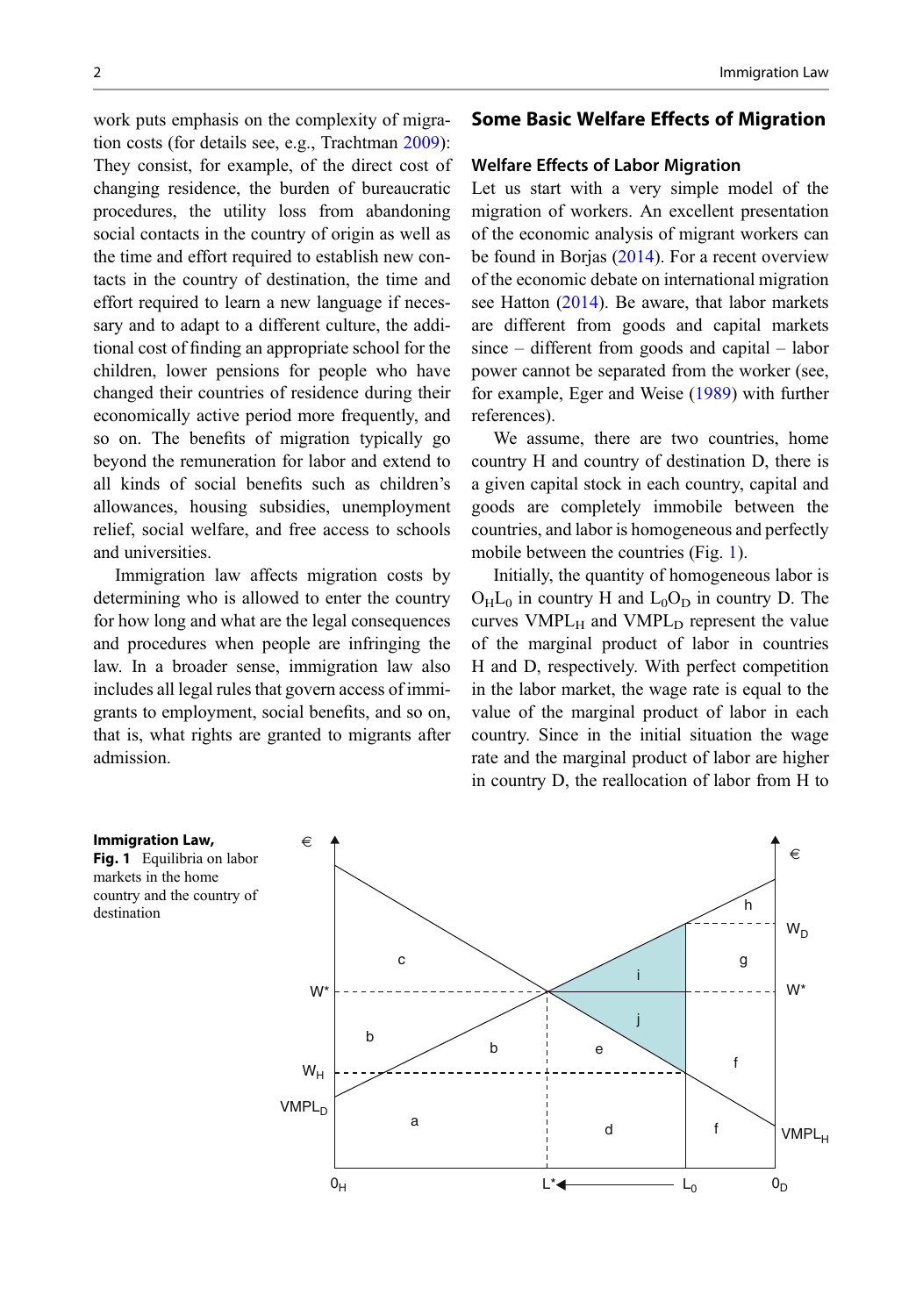work puts emphasis on the complexity of migration costs (for details see, e.g., Trachtman 2009): They consist, for example, of the direct cost of changing residence, the burden of bureaucratic procedures, the utility loss from abandoning social contacts in the country of origin as well as the time and effort required to establish new contacts in the country of destination, the time and effort required to learn a new language if necessary and to adapt to a different culture, the additional cost of finding an appropriate school for the children, lower pensions for people who have changed their countries of residence during their economically active period more frequently, and so on. The benefits of migration typically go beyond the remuneration for labor and extend to all kinds of social benefits such as children's allowances, housing subsidies, unemployment relief, social welfare, and free access to schools and universities.

Immigration law affects migration costs by determining who is allowed to enter the country for how long and what are the legal consequences and procedures when people are infringing the law. In a broader sense, immigration law also includes all legal rules that govern access of immigrants to employment, social benefits, and so on, that is, what rights are granted to migrants after admission.

## Some Basic Welfare Effects of Migration

### Welfare Effects of Labor Migration

Let us start with a very simple model of the migration of workers. An excellent presentation of the economic analysis of migrant workers can be found in Borjas (2014). For a recent overview of the economic debate on international migration see Hatton (2014). Be aware, that labor markets are different from goods and capital markets since – different from goods and capital – labor power cannot be separated from the worker (see, for example, Eger and Weise (1989) with further references).

We assume, there are two countries, home country H and country of destination D, there is a given capital stock in each country, capital and goods are completely immobile between the countries, and labor is homogeneous and perfectly mobile between the countries (Fig. 1).

Initially, the quantity of homogeneous labor is $O_HL_0$ in country H and $L_0O_D$ in country D. The curves $VMPL_H$ and $VMPL_D$ represent the value of the marginal product of labor in countries H and D, respectively. With perfect competition in the labor market, the wage rate is equal to the value of the marginal product of labor in each country. Since in the initial situation the wage rate and the marginal product of labor are higher in country D, the reallocation of labor from H to

**Immigration Law, Fig. 1** Equilibria on labor markets in the home country and the country of destination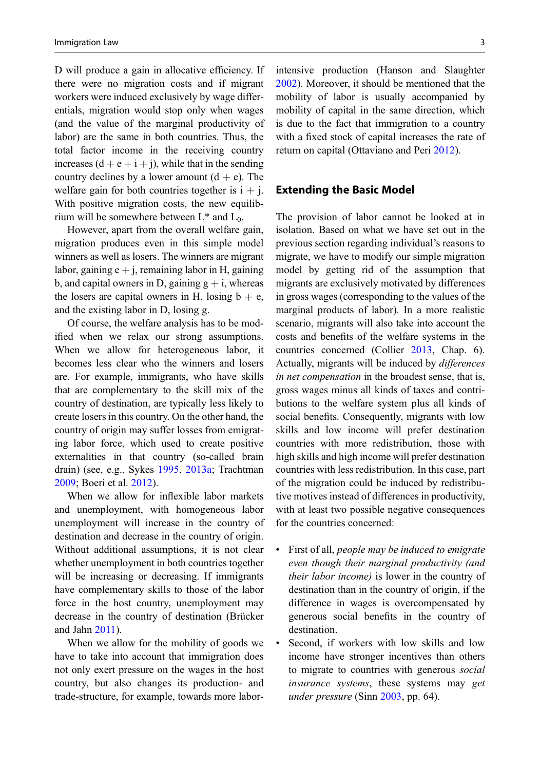D will produce a gain in allocative efficiency. If there were no migration costs and if migrant workers were induced exclusively by wage differentials, migration would stop only when wages (and the value of the marginal productivity of labor) are the same in both countries. Thus, the total factor income in the receiving country increases $(d + e + i + j)$, while that in the sending country declines by a lower amount $(d + e)$. The welfare gain for both countries together is $i + j$. With positive migration costs, the new equilibrium will be somewhere between $L^*$ and $L_0$.

However, apart from the overall welfare gain, migration produces even in this simple model winners as well as losers. The winners are migrant labor, gaining $e + j$, remaining labor in H, gaining b, and capital owners in D, gaining $g + i$, whereas the losers are capital owners in H, losing $b + e$, and the existing labor in D, losing g.

Of course, the welfare analysis has to be modified when we relax our strong assumptions. When we allow for heterogeneous labor, it becomes less clear who the winners and losers are. For example, immigrants, who have skills that are complementary to the skill mix of the country of destination, are typically less likely to create losers in this country. On the other hand, the country of origin may suffer losses from emigrating labor force, which used to create positive externalities in that country (so-called brain drain) (see, e.g., Sykes 1995, 2013a; Trachtman 2009; Boeri et al. 2012).

When we allow for inflexible labor markets and unemployment, with homogeneous labor unemployment will increase in the country of destination and decrease in the country of origin. Without additional assumptions, it is not clear whether unemployment in both countries together will be increasing or decreasing. If immigrants have complementary skills to those of the labor force in the host country, unemployment may decrease in the country of destination (Brücker and Jahn 2011).

When we allow for the mobility of goods we have to take into account that immigration does not only exert pressure on the wages in the host country, but also changes its production- and trade-structure, for example, towards more labor-intensive production (Hanson and Slaughter 2002). Moreover, it should be mentioned that the mobility of labor is usually accompanied by mobility of capital in the same direction, which is due to the fact that immigration to a country with a fixed stock of capital increases the rate of return on capital (Ottaviano and Peri 2012).

## Extending the Basic Model

The provision of labor cannot be looked at in isolation. Based on what we have set out in the previous section regarding individual's reasons to migrate, we have to modify our simple migration model by getting rid of the assumption that migrants are exclusively motivated by differences in gross wages (corresponding to the values of the marginal products of labor). In a more realistic scenario, migrants will also take into account the costs and benefits of the welfare systems in the countries concerned (Collier 2013, Chap. 6). Actually, migrants will be induced by *differences in net compensation* in the broadest sense, that is, gross wages minus all kinds of taxes and contributions to the welfare system plus all kinds of social benefits. Consequently, migrants with low skills and low income will prefer destination countries with more redistribution, those with high skills and high income will prefer destination countries with less redistribution. In this case, part of the migration could be induced by redistributive motives instead of differences in productivity, with at least two possible negative consequences for the countries concerned:

- First of all, *people may be induced to emigrate even though their marginal productivity (and their labor income)* is lower in the country of destination than in the country of origin, if the difference in wages is overcompensated by generous social benefits in the country of destination.
- Second, if workers with low skills and low income have stronger incentives than others to migrate to countries with generous *social insurance systems*, these systems may *get under pressure* (Sinn 2003, pp. 64).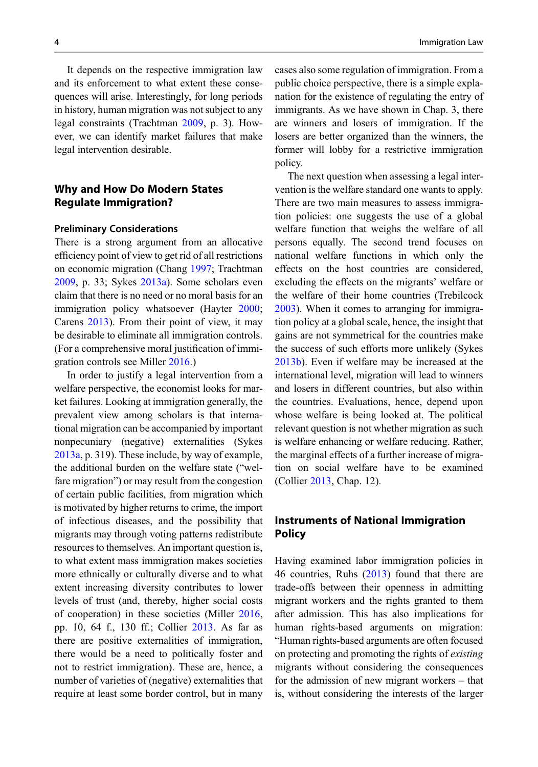It depends on the respective immigration law and its enforcement to what extent these consequences will arise. Interestingly, for long periods in history, human migration was not subject to any legal constraints (Trachtman 2009, p. 3). However, we can identify market failures that make legal intervention desirable.

## Why and How Do Modern States Regulate Immigration?

### Preliminary Considerations

There is a strong argument from an allocative efficiency point of view to get rid of all restrictions on economic migration (Chang 1997; Trachtman 2009, p. 33; Sykes 2013a). Some scholars even claim that there is no need or no moral basis for an immigration policy whatsoever (Hayter 2000; Carens 2013). From their point of view, it may be desirable to eliminate all immigration controls. (For a comprehensive moral justification of immigration controls see Miller 2016.)

In order to justify a legal intervention from a welfare perspective, the economist looks for market failures. Looking at immigration generally, the prevalent view among scholars is that international migration can be accompanied by important nonpecuniary (negative) externalities (Sykes 2013a, p. 319). These include, by way of example, the additional burden on the welfare state ("welfare migration") or may result from the congestion of certain public facilities, from migration which is motivated by higher returns to crime, the import of infectious diseases, and the possibility that migrants may through voting patterns redistribute resources to themselves. An important question is, to what extent mass immigration makes societies more ethnically or culturally diverse and to what extent increasing diversity contributes to lower levels of trust (and, thereby, higher social costs of cooperation) in these societies (Miller 2016, pp. 10, 64 f., 130 ff.; Collier 2013. As far as there are positive externalities of immigration, there would be a need to politically foster and not to restrict immigration). These are, hence, a number of varieties of (negative) externalities that require at least some border control, but in many cases also some regulation of immigration. From a public choice perspective, there is a simple explanation for the existence of regulating the entry of immigrants. As we have shown in Chap. 3, there are winners and losers of immigration. If the losers are better organized than the winners, the former will lobby for a restrictive immigration policy.

The next question when assessing a legal intervention is the welfare standard one wants to apply. There are two main measures to assess immigration policies: one suggests the use of a global welfare function that weighs the welfare of all persons equally. The second trend focuses on national welfare functions in which only the effects on the host countries are considered, excluding the effects on the migrants' welfare or the welfare of their home countries (Trebilcock 2003). When it comes to arranging for immigration policy at a global scale, hence, the insight that gains are not symmetrical for the countries make the success of such efforts more unlikely (Sykes 2013b). Even if welfare may be increased at the international level, migration will lead to winners and losers in different countries, but also within the countries. Evaluations, hence, depend upon whose welfare is being looked at. The political relevant question is not whether migration as such is welfare enhancing or welfare reducing. Rather, the marginal effects of a further increase of migration on social welfare have to be examined (Collier 2013, Chap. 12).

### Instruments of National Immigration Policy

Having examined labor immigration policies in 46 countries, Ruhs (2013) found that there are trade-offs between their openness in admitting migrant workers and the rights granted to them after admission. This has also implications for human rights-based arguments on migration: "Human rights-based arguments are often focused on protecting and promoting the rights of *existing* migrants without considering the consequences for the admission of new migrant workers – that is, without considering the interests of the larger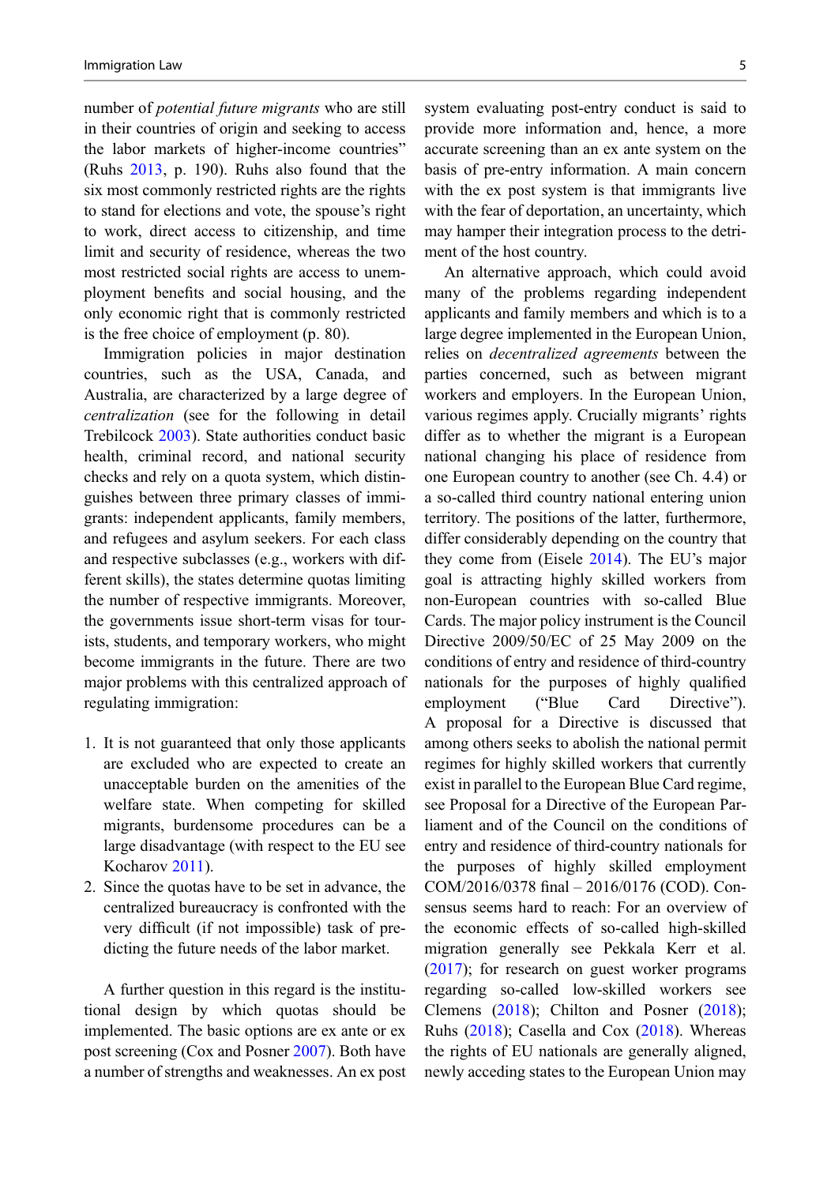number of *potential future migrants* who are still in their countries of origin and seeking to access the labor markets of higher-income countries" (Ruhs 2013, p. 190). Ruhs also found that the six most commonly restricted rights are the rights to stand for elections and vote, the spouse's right to work, direct access to citizenship, and time limit and security of residence, whereas the two most restricted social rights are access to unemployment benefits and social housing, and the only economic right that is commonly restricted is the free choice of employment (p. 80).

Immigration policies in major destination countries, such as the USA, Canada, and Australia, are characterized by a large degree of *centralization* (see for the following in detail Trebilcock 2003). State authorities conduct basic health, criminal record, and national security checks and rely on a quota system, which distinguishes between three primary classes of immigrants: independent applicants, family members, and refugees and asylum seekers. For each class and respective subclasses (e.g., workers with different skills), the states determine quotas limiting the number of respective immigrants. Moreover, the governments issue short-term visas for tourists, students, and temporary workers, who might become immigrants in the future. There are two major problems with this centralized approach of regulating immigration:

1. It is not guaranteed that only those applicants are excluded who are expected to create an unacceptable burden on the amenities of the welfare state. When competing for skilled migrants, burdensome procedures can be a large disadvantage (with respect to the EU see Kocharov 2011).
2. Since the quotas have to be set in advance, the centralized bureaucracy is confronted with the very difficult (if not impossible) task of predicting the future needs of the labor market.

A further question in this regard is the institutional design by which quotas should be implemented. The basic options are ex ante or ex post screening (Cox and Posner 2007). Both have a number of strengths and weaknesses. An ex post system evaluating post-entry conduct is said to provide more information and, hence, a more accurate screening than an ex ante system on the basis of pre-entry information. A main concern with the ex post system is that immigrants live with the fear of deportation, an uncertainty, which may hamper their integration process to the detriment of the host country.

An alternative approach, which could avoid many of the problems regarding independent applicants and family members and which is to a large degree implemented in the European Union, relies on *decentralized agreements* between the parties concerned, such as between migrant workers and employers. In the European Union, various regimes apply. Crucially migrants' rights differ as to whether the migrant is a European national changing his place of residence from one European country to another (see Ch. 4.4) or a so-called third country national entering union territory. The positions of the latter, furthermore, differ considerably depending on the country that they come from (Eisele 2014). The EU's major goal is attracting highly skilled workers from non-European countries with so-called Blue Cards. The major policy instrument is the Council Directive 2009/50/EC of 25 May 2009 on the conditions of entry and residence of third-country nationals for the purposes of highly qualified employment ("Blue Card Directive"). A proposal for a Directive is discussed that among others seeks to abolish the national permit regimes for highly skilled workers that currently exist in parallel to the European Blue Card regime, see Proposal for a Directive of the European Parliament and of the Council on the conditions of entry and residence of third-country nationals for the purposes of highly skilled employment COM/2016/0378 final – 2016/0176 (COD). Consensus seems hard to reach: For an overview of the economic effects of so-called high-skilled migration generally see Pekkala Kerr et al. (2017); for research on guest worker programs regarding so-called low-skilled workers see Clemens (2018); Chilton and Posner (2018); Ruhs (2018); Casella and Cox (2018). Whereas the rights of EU nationals are generally aligned, newly acceding states to the European Union may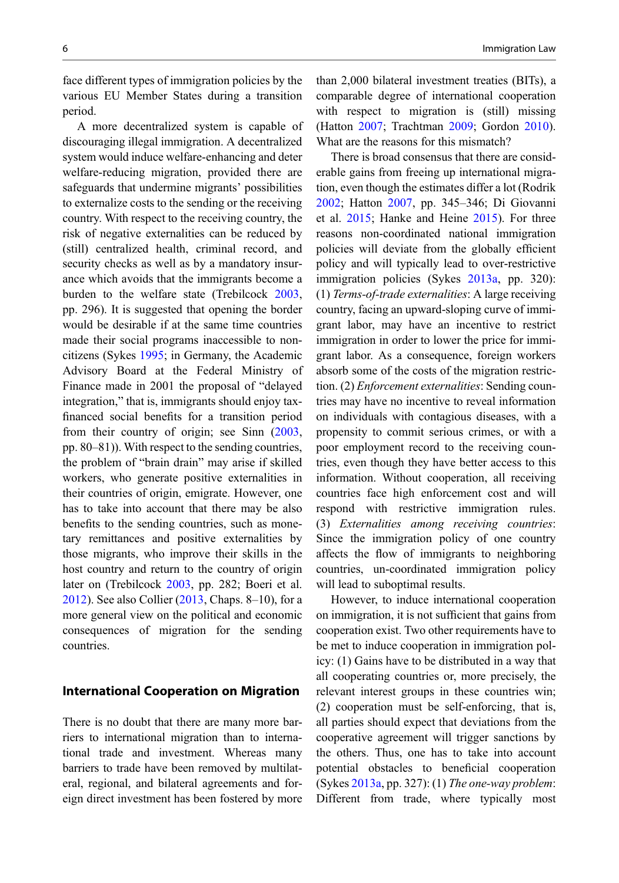face different types of immigration policies by the various EU Member States during a transition period.

A more decentralized system is capable of discouraging illegal immigration. A decentralized system would induce welfare-enhancing and deter welfare-reducing migration, provided there are safeguards that undermine migrants' possibilities to externalize costs to the sending or the receiving country. With respect to the receiving country, the risk of negative externalities can be reduced by (still) centralized health, criminal record, and security checks as well as by a mandatory insurance which avoids that the immigrants become a burden to the welfare state (Trebilcock 2003, pp. 296). It is suggested that opening the border would be desirable if at the same time countries made their social programs inaccessible to non-citizens (Sykes 1995; in Germany, the Academic Advisory Board at the Federal Ministry of Finance made in 2001 the proposal of "delayed integration," that is, immigrants should enjoy tax-financed social benefits for a transition period from their country of origin; see Sinn (2003, pp. 80–81)). With respect to the sending countries, the problem of "brain drain" may arise if skilled workers, who generate positive externalities in their countries of origin, emigrate. However, one has to take into account that there may be also benefits to the sending countries, such as monetary remittances and positive externalities by those migrants, who improve their skills in the host country and return to the country of origin later on (Trebilcock 2003, pp. 282; Boeri et al. 2012). See also Collier (2013, Chaps. 8–10), for a more general view on the political and economic consequences of migration for the sending countries.

## International Cooperation on Migration

There is no doubt that there are many more barriers to international migration than to international trade and investment. Whereas many barriers to trade have been removed by multilateral, regional, and bilateral agreements and foreign direct investment has been fostered by more than 2,000 bilateral investment treaties (BITs), a comparable degree of international cooperation with respect to migration is (still) missing (Hatton 2007; Trachtman 2009; Gordon 2010). What are the reasons for this mismatch?

There is broad consensus that there are considerable gains from freeing up international migration, even though the estimates differ a lot (Rodrik 2002; Hatton 2007, pp. 345–346; Di Giovanni et al. 2015; Hanke and Heine 2015). For three reasons non-coordinated national immigration policies will deviate from the globally efficient policy and will typically lead to over-restrictive immigration policies (Sykes 2013a, pp. 320): (1) *Terms-of-trade externalities*: A large receiving country, facing an upward-sloping curve of immigrant labor, may have an incentive to restrict immigration in order to lower the price for immigrant labor. As a consequence, foreign workers absorb some of the costs of the migration restriction. (2) *Enforcement externalities*: Sending countries may have no incentive to reveal information on individuals with contagious diseases, with a propensity to commit serious crimes, or with a poor employment record to the receiving countries, even though they have better access to this information. Without cooperation, all receiving countries face high enforcement cost and will respond with restrictive immigration rules. (3) *Externalities among receiving countries*: Since the immigration policy of one country affects the flow of immigrants to neighboring countries, un-coordinated immigration policy will lead to suboptimal results.

However, to induce international cooperation on immigration, it is not sufficient that gains from cooperation exist. Two other requirements have to be met to induce cooperation in immigration policy: (1) Gains have to be distributed in a way that all cooperating countries or, more precisely, the relevant interest groups in these countries win; (2) cooperation must be self-enforcing, that is, all parties should expect that deviations from the cooperative agreement will trigger sanctions by the others. Thus, one has to take into account potential obstacles to beneficial cooperation (Sykes 2013a, pp. 327): (1) *The one-way problem*: Different from trade, where typically most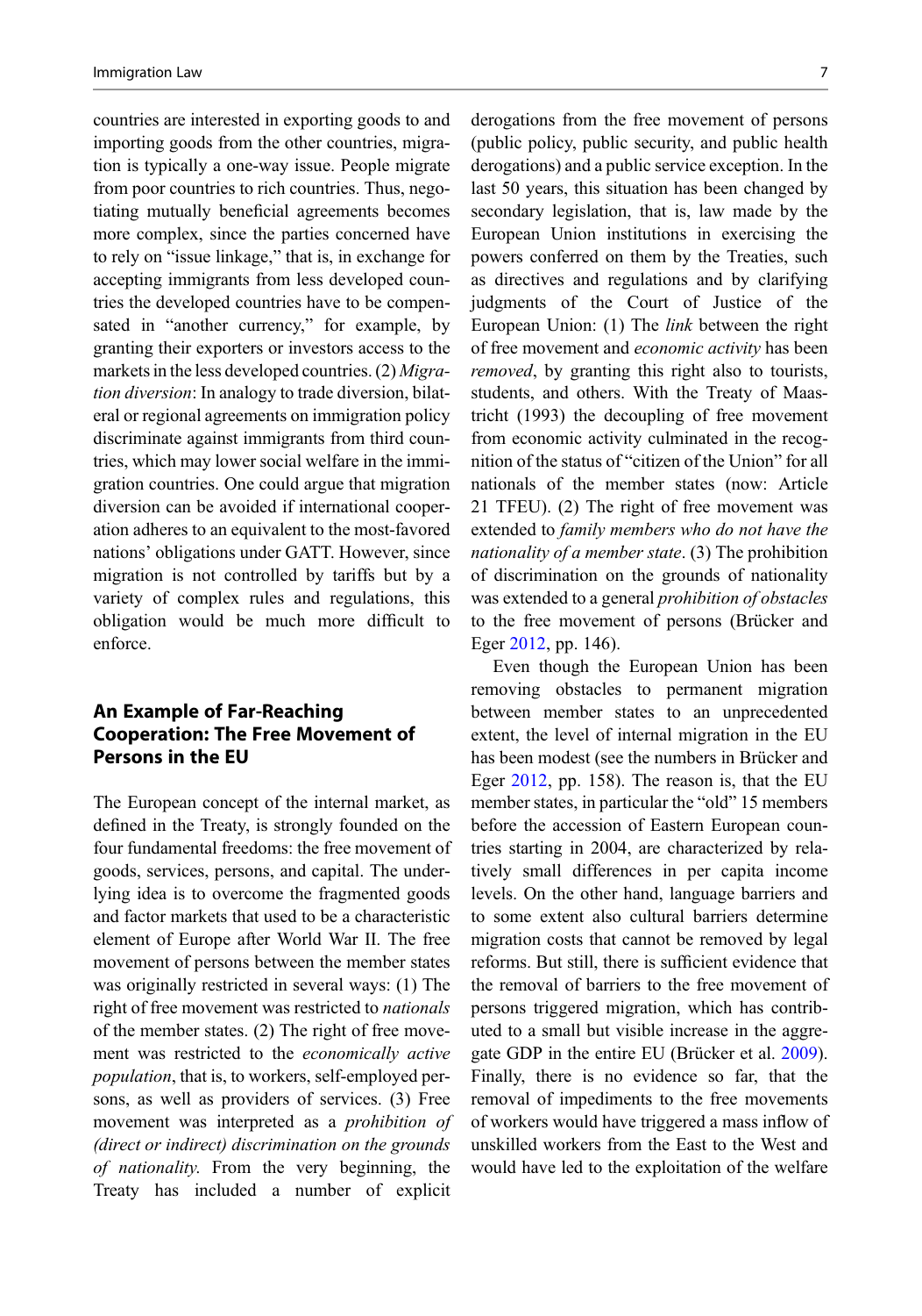countries are interested in exporting goods to and importing goods from the other countries, migration is typically a one-way issue. People migrate from poor countries to rich countries. Thus, negotiating mutually beneficial agreements becomes more complex, since the parties concerned have to rely on "issue linkage," that is, in exchange for accepting immigrants from less developed countries the developed countries have to be compensated in "another currency," for example, by granting their exporters or investors access to the markets in the less developed countries. (2) *Migration diversion*: In analogy to trade diversion, bilateral or regional agreements on immigration policy discriminate against immigrants from third countries, which may lower social welfare in the immigration countries. One could argue that migration diversion can be avoided if international cooperation adheres to an equivalent to the most-favored nations' obligations under GATT. However, since migration is not controlled by tariffs but by a variety of complex rules and regulations, this obligation would be much more difficult to enforce.

## An Example of Far-Reaching Cooperation: The Free Movement of Persons in the EU

The European concept of the internal market, as defined in the Treaty, is strongly founded on the four fundamental freedoms: the free movement of goods, services, persons, and capital. The underlying idea is to overcome the fragmented goods and factor markets that used to be a characteristic element of Europe after World War II. The free movement of persons between the member states was originally restricted in several ways: (1) The right of free movement was restricted to *nationals* of the member states. (2) The right of free movement was restricted to the *economically active population*, that is, to workers, self-employed persons, as well as providers of services. (3) Free movement was interpreted as a *prohibition of (direct or indirect) discrimination on the grounds of nationality.* From the very beginning, the Treaty has included a number of explicit derogations from the free movement of persons (public policy, public security, and public health derogations) and a public service exception. In the last 50 years, this situation has been changed by secondary legislation, that is, law made by the European Union institutions in exercising the powers conferred on them by the Treaties, such as directives and regulations and by clarifying judgments of the Court of Justice of the European Union: (1) The *link* between the right of free movement and *economic activity* has been *removed*, by granting this right also to tourists, students, and others. With the Treaty of Maastricht (1993) the decoupling of free movement from economic activity culminated in the recognition of the status of "citizen of the Union" for all nationals of the member states (now: Article 21 TFEU). (2) The right of free movement was extended to *family members who do not have the nationality of a member state*. (3) The prohibition of discrimination on the grounds of nationality was extended to a general *prohibition of obstacles* to the free movement of persons (Brücker and Eger 2012, pp. 146).

Even though the European Union has been removing obstacles to permanent migration between member states to an unprecedented extent, the level of internal migration in the EU has been modest (see the numbers in Brücker and Eger 2012, pp. 158). The reason is, that the EU member states, in particular the "old" 15 members before the accession of Eastern European countries starting in 2004, are characterized by relatively small differences in per capita income levels. On the other hand, language barriers and to some extent also cultural barriers determine migration costs that cannot be removed by legal reforms. But still, there is sufficient evidence that the removal of barriers to the free movement of persons triggered migration, which has contributed to a small but visible increase in the aggregate GDP in the entire EU (Brücker et al. 2009). Finally, there is no evidence so far, that the removal of impediments to the free movements of workers would have triggered a mass inflow of unskilled workers from the East to the West and would have led to the exploitation of the welfare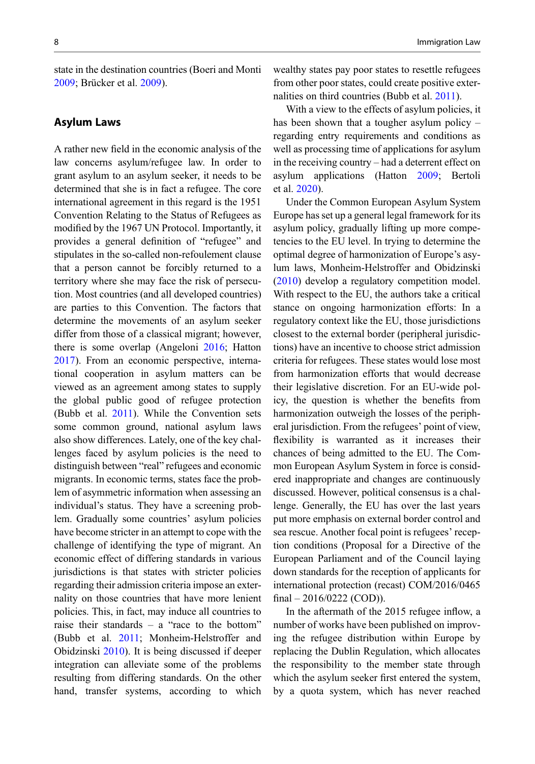state in the destination countries (Boeri and Monti 2009; Brücker et al. 2009).

## Asylum Laws

A rather new field in the economic analysis of the law concerns asylum/refugee law. In order to grant asylum to an asylum seeker, it needs to be determined that she is in fact a refugee. The core international agreement in this regard is the 1951 Convention Relating to the Status of Refugees as modified by the 1967 UN Protocol. Importantly, it provides a general definition of "refugee" and stipulates in the so-called non-refoulement clause that a person cannot be forcibly returned to a territory where she may face the risk of persecution. Most countries (and all developed countries) are parties to this Convention. The factors that determine the movements of an asylum seeker differ from those of a classical migrant; however, there is some overlap (Angeloni 2016; Hatton 2017). From an economic perspective, international cooperation in asylum matters can be viewed as an agreement among states to supply the global public good of refugee protection (Bubb et al. 2011). While the Convention sets some common ground, national asylum laws also show differences. Lately, one of the key challenges faced by asylum policies is the need to distinguish between "real" refugees and economic migrants. In economic terms, states face the problem of asymmetric information when assessing an individual's status. They have a screening problem. Gradually some countries' asylum policies have become stricter in an attempt to cope with the challenge of identifying the type of migrant. An economic effect of differing standards in various jurisdictions is that states with stricter policies regarding their admission criteria impose an externality on those countries that have more lenient policies. This, in fact, may induce all countries to raise their standards – a "race to the bottom" (Bubb et al. 2011; Monheim-Helstroffer and Obidzinski 2010). It is being discussed if deeper integration can alleviate some of the problems resulting from differing standards. On the other hand, transfer systems, according to which wealthy states pay poor states to resettle refugees from other poor states, could create positive externalities on third countries (Bubb et al. 2011).

With a view to the effects of asylum policies, it has been shown that a tougher asylum policy – regarding entry requirements and conditions as well as processing time of applications for asylum in the receiving country – had a deterrent effect on asylum applications (Hatton 2009; Bertoli et al. 2020).

Under the Common European Asylum System Europe has set up a general legal framework for its asylum policy, gradually lifting up more competencies to the EU level. In trying to determine the optimal degree of harmonization of Europe's asylum laws, Monheim-Helstroffer and Obidzinski (2010) develop a regulatory competition model. With respect to the EU, the authors take a critical stance on ongoing harmonization efforts: In a regulatory context like the EU, those jurisdictions closest to the external border (peripheral jurisdictions) have an incentive to choose strict admission criteria for refugees. These states would lose most from harmonization efforts that would decrease their legislative discretion. For an EU-wide policy, the question is whether the benefits from harmonization outweigh the losses of the peripheral jurisdiction. From the refugees' point of view, flexibility is warranted as it increases their chances of being admitted to the EU. The Common European Asylum System in force is considered inappropriate and changes are continuously discussed. However, political consensus is a challenge. Generally, the EU has over the last years put more emphasis on external border control and sea rescue. Another focal point is refugees' reception conditions (Proposal for a Directive of the European Parliament and of the Council laying down standards for the reception of applicants for international protection (recast) COM/2016/0465 final – 2016/0222 (COD)).

In the aftermath of the 2015 refugee inflow, a number of works have been published on improving the refugee distribution within Europe by replacing the Dublin Regulation, which allocates the responsibility to the member state through which the asylum seeker first entered the system, by a quota system, which has never reached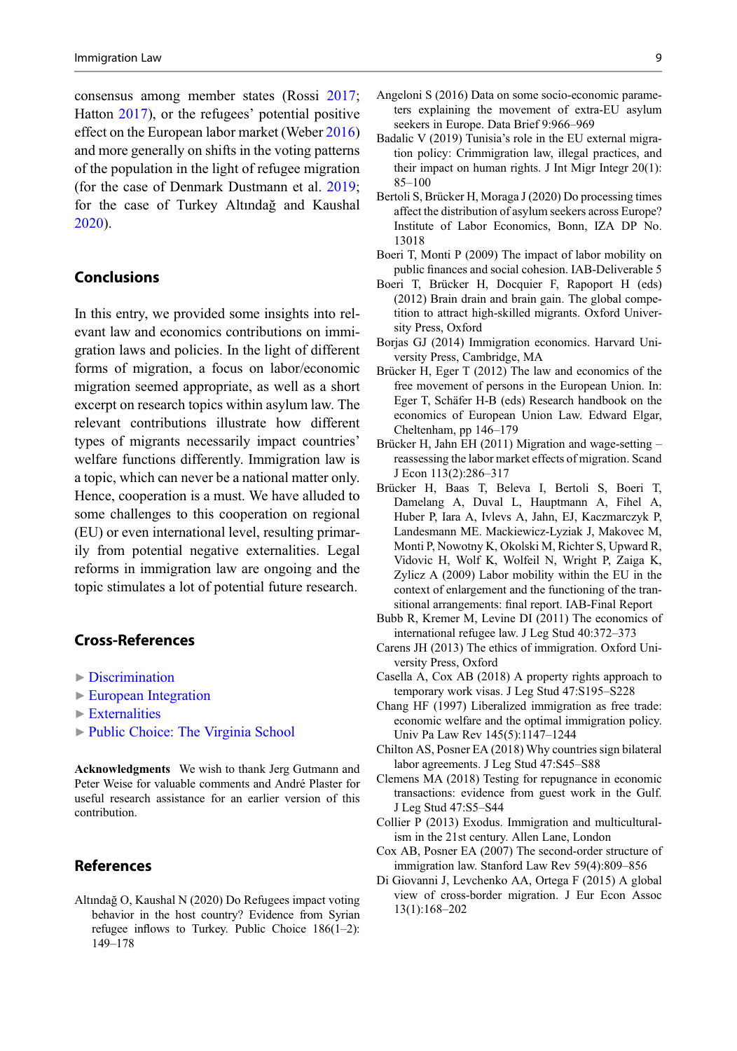consensus among member states (Rossi 2017; Hatton 2017), or the refugees' potential positive effect on the European labor market (Weber 2016) and more generally on shifts in the voting patterns of the population in the light of refugee migration (for the case of Denmark Dustmann et al. 2019; for the case of Turkey Altındağ and Kaushal 2020).

## Conclusions

In this entry, we provided some insights into relevant law and economics contributions on immigration laws and policies. In the light of different forms of migration, a focus on labor/economic migration seemed appropriate, as well as a short excerpt on research topics within asylum law. The relevant contributions illustrate how different types of migrants necessarily impact countries' welfare functions differently. Immigration law is a topic, which can never be a national matter only. Hence, cooperation is a must. We have alluded to some challenges to this cooperation on regional (EU) or even international level, resulting primarily from potential negative externalities. Legal reforms in immigration law are ongoing and the topic stimulates a lot of potential future research.

## Cross-References

- ► Discrimination
- ► European Integration
- ► Externalities
- ► Public Choice: The Virginia School

**Acknowledgments** We wish to thank Jerg Gutmann and Peter Weise for valuable comments and André Plaster for useful research assistance for an earlier version of this contribution.

## References

Altındağ O, Kaushal N (2020) Do Refugees impact voting behavior in the host country? Evidence from Syrian refugee inflows to Turkey. Public Choice 186(1–2): 149–178

Angeloni S (2016) Data on some socio-economic parameters explaining the movement of extra-EU asylum seekers in Europe. Data Brief 9:966–969

Badalic V (2019) Tunisia's role in the EU external migration policy: Crimmigration law, illegal practices, and their impact on human rights. J Int Migr Integr 20(1): 85–100

Bertoli S, Brücker H, Moraga J (2020) Do processing times affect the distribution of asylum seekers across Europe? Institute of Labor Economics, Bonn, IZA DP No. 13018

Boeri T, Monti P (2009) The impact of labor mobility on public finances and social cohesion. IAB-Deliverable 5

Boeri T, Brücker H, Docquier F, Rapoport H (eds) (2012) Brain drain and brain gain. The global competition to attract high-skilled migrants. Oxford University Press, Oxford

Borjas GJ (2014) Immigration economics. Harvard University Press, Cambridge, MA

Brücker H, Eger T (2012) The law and economics of the free movement of persons in the European Union. In: Eger T, Schäfer H-B (eds) Research handbook on the economics of European Union Law. Edward Elgar, Cheltenham, pp 146–179

Brücker H, Jahn EH (2011) Migration and wage-setting – reassessing the labor market effects of migration. Scand J Econ 113(2):286–317

Brücker H, Baas T, Beleva I, Bertoli S, Boeri T, Damelang A, Duval L, Hauptmann A, Fihel A, Huber P, Iara A, Ivlevs A, Jahn, EJ, Kaczmarczyk P, Landesmann ME. Mackiewicz-Lyziak J, Makovec M, Monti P, Nowotny K, Okolski M, Richter S, Upward R, Vidovic H, Wolf K, Wolfeil N, Wright P, Zaiga K, Zylicz A (2009) Labor mobility within the EU in the context of enlargement and the functioning of the transitional arrangements: final report. IAB-Final Report

Bubb R, Kremer M, Levine DI (2011) The economics of international refugee law. J Leg Stud 40:372–373

Carens JH (2013) The ethics of immigration. Oxford University Press, Oxford

Casella A, Cox AB (2018) A property rights approach to temporary work visas. J Leg Stud 47:S195–S228

Chang HF (1997) Liberalized immigration as free trade: economic welfare and the optimal immigration policy. Univ Pa Law Rev 145(5):1147–1244

Chilton AS, Posner EA (2018) Why countries sign bilateral labor agreements. J Leg Stud 47:S45–S88

Clemens MA (2018) Testing for repugnance in economic transactions: evidence from guest work in the Gulf. J Leg Stud 47:S5–S44

Collier P (2013) Exodus. Immigration and multiculturalism in the 21st century. Allen Lane, London

Cox AB, Posner EA (2007) The second-order structure of immigration law. Stanford Law Rev 59(4):809–856

Di Giovanni J, Levchenko AA, Ortega F (2015) A global view of cross-border migration. J Eur Econ Assoc 13(1):168–202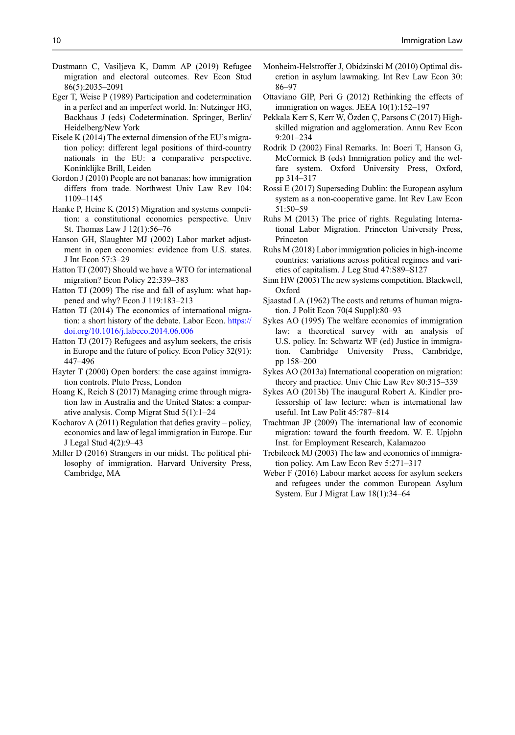Dustmann C, Vasiljeva K, Damm AP (2019) Refugee migration and electoral outcomes. Rev Econ Stud 86(5):2035–2091

Eger T, Weise P (1989) Participation and codetermination in a perfect and an imperfect world. In: Nutzinger HG, Backhaus J (eds) Codetermination. Springer, Berlin/Heidelberg/New York

Eisele K (2014) The external dimension of the EU's migration policy: different legal positions of third-country nationals in the EU: a comparative perspective. Koninklijke Brill, Leiden

Gordon J (2010) People are not bananas: how immigration differs from trade. Northwest Univ Law Rev 104: 1109–1145

Hanke P, Heine K (2015) Migration and systems competition: a constitutional economics perspective. Univ St. Thomas Law J 12(1):56–76

Hanson GH, Slaughter MJ (2002) Labor market adjustment in open economies: evidence from U.S. states. J Int Econ 57:3–29

Hatton TJ (2007) Should we have a WTO for international migration? Econ Policy 22:339–383

Hatton TJ (2009) The rise and fall of asylum: what happened and why? Econ J 119:183–213

Hatton TJ (2014) The economics of international migration: a short history of the debate. Labor Econ. https://doi.org/10.1016/j.labeco.2014.06.006

Hatton TJ (2017) Refugees and asylum seekers, the crisis in Europe and the future of policy. Econ Policy 32(91): 447–496

Hayter T (2000) Open borders: the case against immigration controls. Pluto Press, London

Hoang K, Reich S (2017) Managing crime through migration law in Australia and the United States: a comparative analysis. Comp Migrat Stud 5(1):1–24

Kocharov A (2011) Regulation that defies gravity – policy, economics and law of legal immigration in Europe. Eur J Legal Stud 4(2):9–43

Miller D (2016) Strangers in our midst. The political philosophy of immigration. Harvard University Press, Cambridge, MA

Monheim-Helstroffer J, Obidzinski M (2010) Optimal discretion in asylum lawmaking. Int Rev Law Econ 30: 86–97

Ottaviano GIP, Peri G (2012) Rethinking the effects of immigration on wages. JEEA 10(1):152–197

Pekkala Kerr S, Kerr W, Özden Ç, Parsons C (2017) High-skilled migration and agglomeration. Annu Rev Econ 9:201–234

Rodrik D (2002) Final Remarks. In: Boeri T, Hanson G, McCormick B (eds) Immigration policy and the welfare system. Oxford University Press, Oxford, pp 314–317

Rossi E (2017) Superseding Dublin: the European asylum system as a non-cooperative game. Int Rev Law Econ 51:50–59

Ruhs M (2013) The price of rights. Regulating International Labor Migration. Princeton University Press, Princeton

Ruhs M (2018) Labor immigration policies in high-income countries: variations across political regimes and varieties of capitalism. J Leg Stud 47:S89–S127

Sinn HW (2003) The new systems competition. Blackwell, Oxford

Sjaastad LA (1962) The costs and returns of human migration. J Polit Econ 70(4 Suppl):80–93

Sykes AO (1995) The welfare economics of immigration law: a theoretical survey with an analysis of U.S. policy. In: Schwartz WF (ed) Justice in immigration. Cambridge University Press, Cambridge, pp 158–200

Sykes AO (2013a) International cooperation on migration: theory and practice. Univ Chic Law Rev 80:315–339

Sykes AO (2013b) The inaugural Robert A. Kindler professorship of law lecture: when is international law useful. Int Law Polit 45:787–814

Trachtman JP (2009) The international law of economic migration: toward the fourth freedom. W. E. Upjohn Inst. for Employment Research, Kalamazoo

Trebilcock MJ (2003) The law and economics of immigration policy. Am Law Econ Rev 5:271–317

Weber F (2016) Labour market access for asylum seekers and refugees under the common European Asylum System. Eur J Migrat Law 18(1):34–64